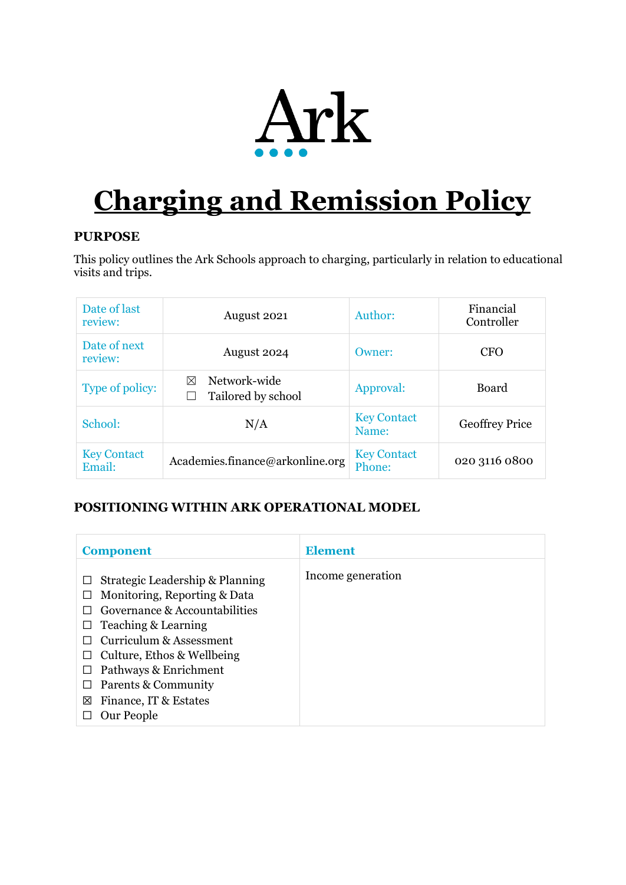Ark

# Charging and Remission Policy

## PURPOSE

This policy outlines the Ark Schools approach to charging, particularly in relation to educational visits and trips.

| | | | |
|---|---|---|---|
| Date of last review: | August 2021 | Author: | Financial Controller |
| Date of next review: | August 2024 | Owner: | CFO |
| Type of policy: | ☒ Network-wide<br>☐ Tailored by school | Approval: | Board |
| School: | N/A | Key Contact Name: | Geoffrey Price |
| Key Contact Email: | Academies.finance@arkonline.org | Key Contact Phone: | 020 3116 0800 |

## POSITIONING WITHIN ARK OPERATIONAL MODEL

| Component | Element |
|---|---|
| ☐ Strategic Leadership & Planning<br>☐ Monitoring, Reporting & Data<br>☐ Governance & Accountabilities<br>☐ Teaching & Learning<br>☐ Curriculum & Assessment<br>☐ Culture, Ethos & Wellbeing<br>☐ Pathways & Enrichment<br>☐ Parents & Community<br>☒ Finance, IT & Estates<br>☐ Our People | Income generation |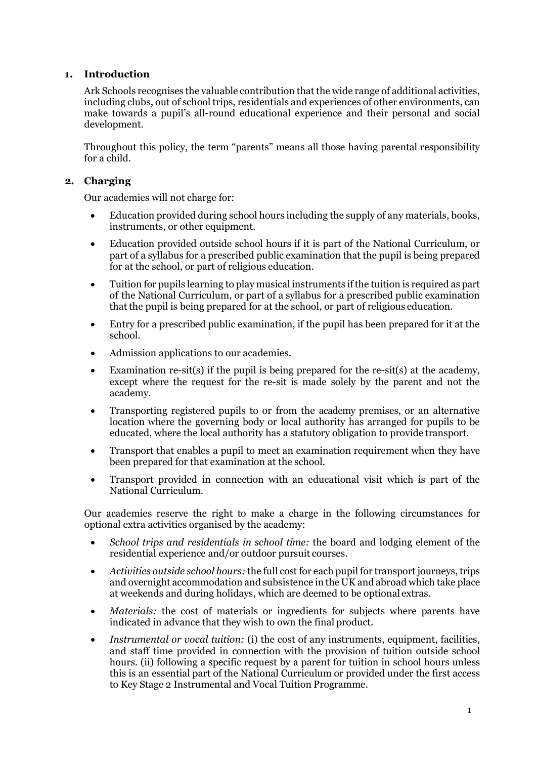## 1. Introduction

Ark Schools recognises the valuable contribution that the wide range of additional activities, including clubs, out of school trips, residentials and experiences of other environments, can make towards a pupil's all-round educational experience and their personal and social development.

Throughout this policy, the term "parents" means all those having parental responsibility for a child.

## 2. Charging

Our academies will not charge for:

- Education provided during school hours including the supply of any materials, books, instruments, or other equipment.
- Education provided outside school hours if it is part of the National Curriculum, or part of a syllabus for a prescribed public examination that the pupil is being prepared for at the school, or part of religious education.
- Tuition for pupils learning to play musical instruments if the tuition is required as part of the National Curriculum, or part of a syllabus for a prescribed public examination that the pupil is being prepared for at the school, or part of religious education.
- Entry for a prescribed public examination, if the pupil has been prepared for it at the school.
- Admission applications to our academies.
- Examination re-sit(s) if the pupil is being prepared for the re-sit(s) at the academy, except where the request for the re-sit is made solely by the parent and not the academy.
- Transporting registered pupils to or from the academy premises, or an alternative location where the governing body or local authority has arranged for pupils to be educated, where the local authority has a statutory obligation to provide transport.
- Transport that enables a pupil to meet an examination requirement when they have been prepared for that examination at the school.
- Transport provided in connection with an educational visit which is part of the National Curriculum.

Our academies reserve the right to make a charge in the following circumstances for optional extra activities organised by the academy:

- *School trips and residentials in school time:* the board and lodging element of the residential experience and/or outdoor pursuit courses.
- *Activities outside school hours:* the full cost for each pupil for transport journeys, trips and overnight accommodation and subsistence in the UK and abroad which take place at weekends and during holidays, which are deemed to be optional extras.
- *Materials:* the cost of materials or ingredients for subjects where parents have indicated in advance that they wish to own the final product.
- *Instrumental or vocal tuition:* (i) the cost of any instruments, equipment, facilities, and staff time provided in connection with the provision of tuition outside school hours. (ii) following a specific request by a parent for tuition in school hours unless this is an essential part of the National Curriculum or provided under the first access to Key Stage 2 Instrumental and Vocal Tuition Programme.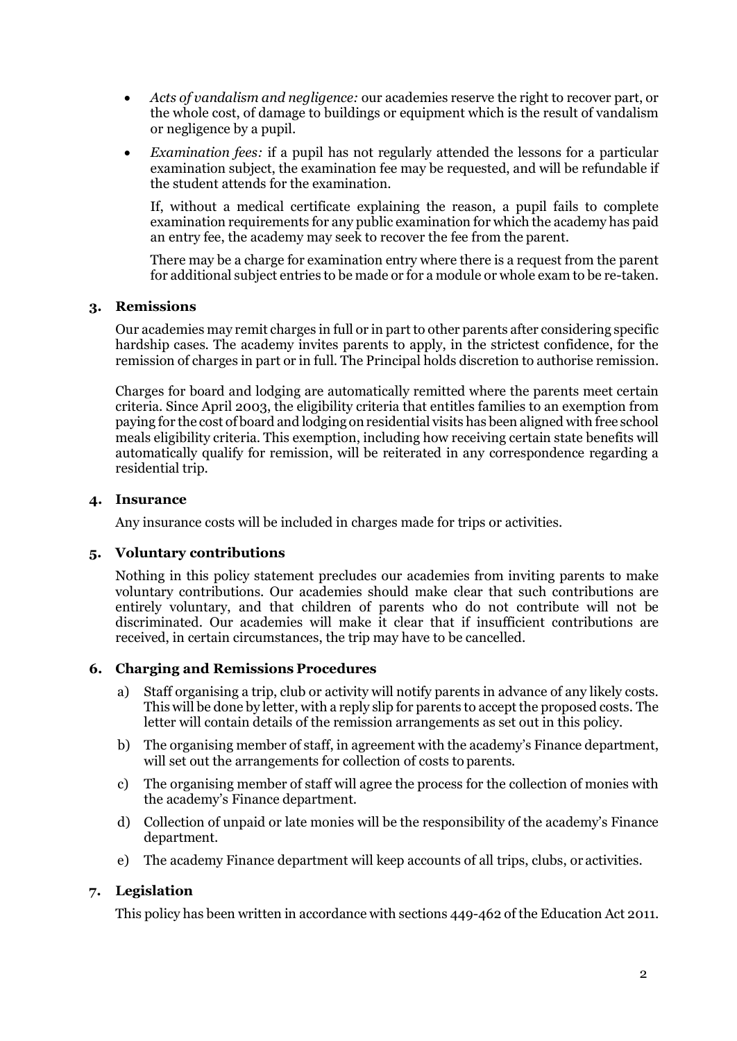- *Acts of vandalism and negligence:* our academies reserve the right to recover part, or the whole cost, of damage to buildings or equipment which is the result of vandalism or negligence by a pupil.
- *Examination fees:* if a pupil has not regularly attended the lessons for a particular examination subject, the examination fee may be requested, and will be refundable if the student attends for the examination.

  If, without a medical certificate explaining the reason, a pupil fails to complete examination requirements for any public examination for which the academy has paid an entry fee, the academy may seek to recover the fee from the parent.

  There may be a charge for examination entry where there is a request from the parent for additional subject entries to be made or for a module or whole exam to be re-taken.

## 3. Remissions

Our academies may remit charges in full or in part to other parents after considering specific hardship cases. The academy invites parents to apply, in the strictest confidence, for the remission of charges in part or in full. The Principal holds discretion to authorise remission.

Charges for board and lodging are automatically remitted where the parents meet certain criteria. Since April 2003, the eligibility criteria that entitles families to an exemption from paying for the cost of board and lodging on residential visits has been aligned with free school meals eligibility criteria. This exemption, including how receiving certain state benefits will automatically qualify for remission, will be reiterated in any correspondence regarding a residential trip.

## 4. Insurance

Any insurance costs will be included in charges made for trips or activities.

## 5. Voluntary contributions

Nothing in this policy statement precludes our academies from inviting parents to make voluntary contributions. Our academies should make clear that such contributions are entirely voluntary, and that children of parents who do not contribute will not be discriminated. Our academies will make it clear that if insufficient contributions are received, in certain circumstances, the trip may have to be cancelled.

## 6. Charging and Remissions Procedures

a) Staff organising a trip, club or activity will notify parents in advance of any likely costs. This will be done by letter, with a reply slip for parents to accept the proposed costs. The letter will contain details of the remission arrangements as set out in this policy.

b) The organising member of staff, in agreement with the academy's Finance department, will set out the arrangements for collection of costs to parents.

c) The organising member of staff will agree the process for the collection of monies with the academy's Finance department.

d) Collection of unpaid or late monies will be the responsibility of the academy's Finance department.

e) The academy Finance department will keep accounts of all trips, clubs, or activities.

## 7. Legislation

This policy has been written in accordance with sections 449-462 of the Education Act 2011.